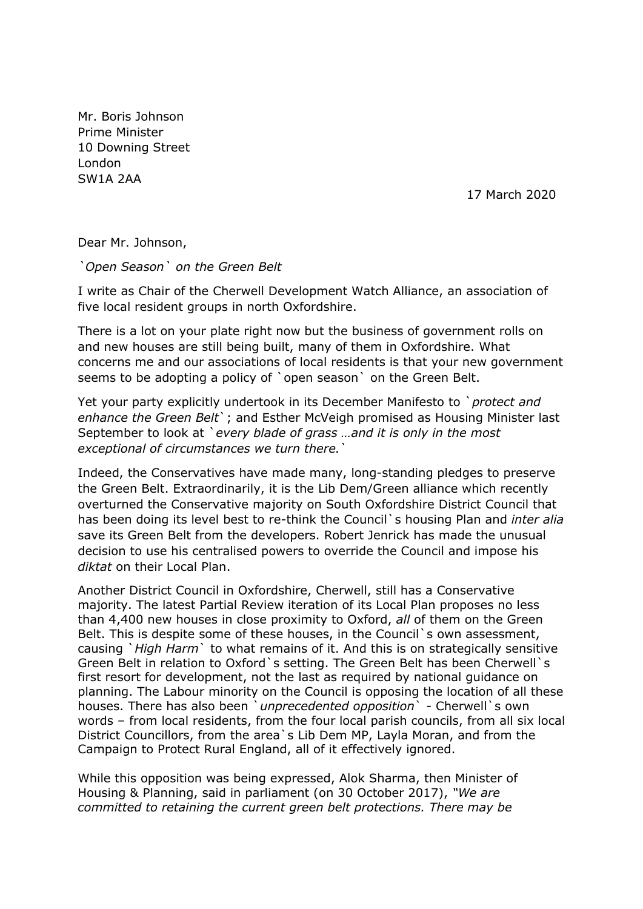Mr. Boris Johnson
Prime Minister
10 Downing Street
London
SW1A 2AA

17 March 2020

Dear Mr. Johnson,

*`Open Season` on the Green Belt*

I write as Chair of the Cherwell Development Watch Alliance, an association of five local resident groups in north Oxfordshire.

There is a lot on your plate right now but the business of government rolls on and new houses are still being built, many of them in Oxfordshire. What concerns me and our associations of local residents is that your new government seems to be adopting a policy of `open season` on the Green Belt.

Yet your party explicitly undertook in its December Manifesto to `*protect and enhance the Green Belt*`; and Esther McVeigh promised as Housing Minister last September to look at `*every blade of grass …and it is only in the most exceptional of circumstances we turn there.*`

Indeed, the Conservatives have made many, long-standing pledges to preserve the Green Belt. Extraordinarily, it is the Lib Dem/Green alliance which recently overturned the Conservative majority on South Oxfordshire District Council that has been doing its level best to re-think the Council`s housing Plan and *inter alia* save its Green Belt from the developers. Robert Jenrick has made the unusual decision to use his centralised powers to override the Council and impose his *diktat* on their Local Plan.

Another District Council in Oxfordshire, Cherwell, still has a Conservative majority. The latest Partial Review iteration of its Local Plan proposes no less than 4,400 new houses in close proximity to Oxford, *all* of them on the Green Belt. This is despite some of these houses, in the Council`s own assessment, causing `*High Harm*` to what remains of it. And this is on strategically sensitive Green Belt in relation to Oxford`s setting. The Green Belt has been Cherwell`s first resort for development, not the last as required by national guidance on planning. The Labour minority on the Council is opposing the location of all these houses. There has also been `*unprecedented opposition*` - Cherwell`s own words – from local residents, from the four local parish councils, from all six local District Councillors, from the area`s Lib Dem MP, Layla Moran, and from the Campaign to Protect Rural England, all of it effectively ignored.

While this opposition was being expressed, Alok Sharma, then Minister of Housing & Planning, said in parliament (on 30 October 2017), *"We are committed to retaining the current green belt protections. There may be*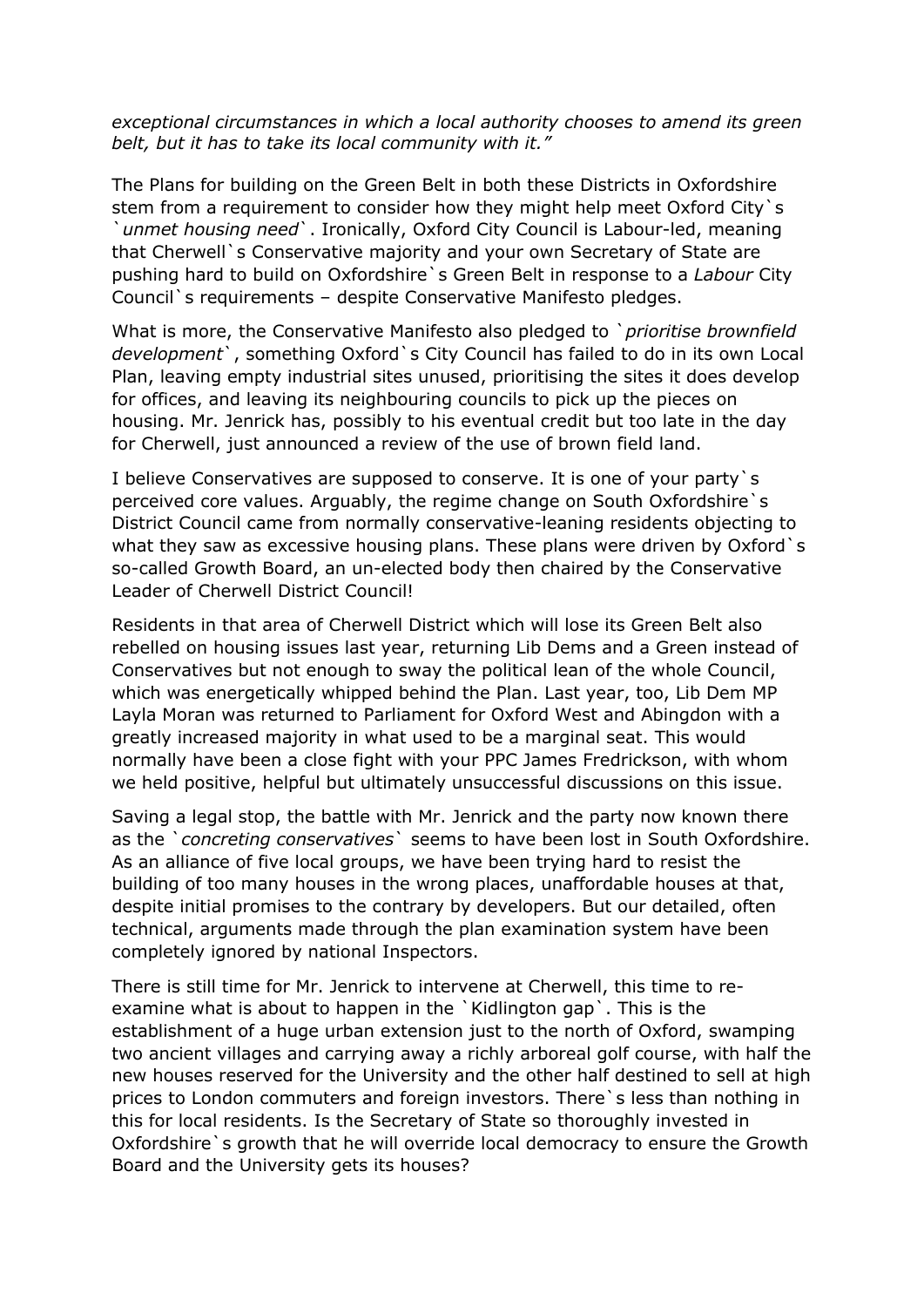*exceptional circumstances in which a local authority chooses to amend its green belt, but it has to take its local community with it."*

The Plans for building on the Green Belt in both these Districts in Oxfordshire stem from a requirement to consider how they might help meet Oxford City`s `*unmet housing need*`. Ironically, Oxford City Council is Labour-led, meaning that Cherwell`s Conservative majority and your own Secretary of State are pushing hard to build on Oxfordshire`s Green Belt in response to a *Labour* City Council`s requirements – despite Conservative Manifesto pledges.

What is more, the Conservative Manifesto also pledged to `*prioritise brownfield development*`, something Oxford`s City Council has failed to do in its own Local Plan, leaving empty industrial sites unused, prioritising the sites it does develop for offices, and leaving its neighbouring councils to pick up the pieces on housing. Mr. Jenrick has, possibly to his eventual credit but too late in the day for Cherwell, just announced a review of the use of brown field land.

I believe Conservatives are supposed to conserve. It is one of your party`s perceived core values. Arguably, the regime change on South Oxfordshire`s District Council came from normally conservative-leaning residents objecting to what they saw as excessive housing plans. These plans were driven by Oxford`s so-called Growth Board, an un-elected body then chaired by the Conservative Leader of Cherwell District Council!

Residents in that area of Cherwell District which will lose its Green Belt also rebelled on housing issues last year, returning Lib Dems and a Green instead of Conservatives but not enough to sway the political lean of the whole Council, which was energetically whipped behind the Plan. Last year, too, Lib Dem MP Layla Moran was returned to Parliament for Oxford West and Abingdon with a greatly increased majority in what used to be a marginal seat. This would normally have been a close fight with your PPC James Fredrickson, with whom we held positive, helpful but ultimately unsuccessful discussions on this issue.

Saving a legal stop, the battle with Mr. Jenrick and the party now known there as the `*concreting conservatives*` seems to have been lost in South Oxfordshire. As an alliance of five local groups, we have been trying hard to resist the building of too many houses in the wrong places, unaffordable houses at that, despite initial promises to the contrary by developers. But our detailed, often technical, arguments made through the plan examination system have been completely ignored by national Inspectors.

There is still time for Mr. Jenrick to intervene at Cherwell, this time to re-examine what is about to happen in the `Kidlington gap`. This is the establishment of a huge urban extension just to the north of Oxford, swamping two ancient villages and carrying away a richly arboreal golf course, with half the new houses reserved for the University and the other half destined to sell at high prices to London commuters and foreign investors. There`s less than nothing in this for local residents. Is the Secretary of State so thoroughly invested in Oxfordshire`s growth that he will override local democracy to ensure the Growth Board and the University gets its houses?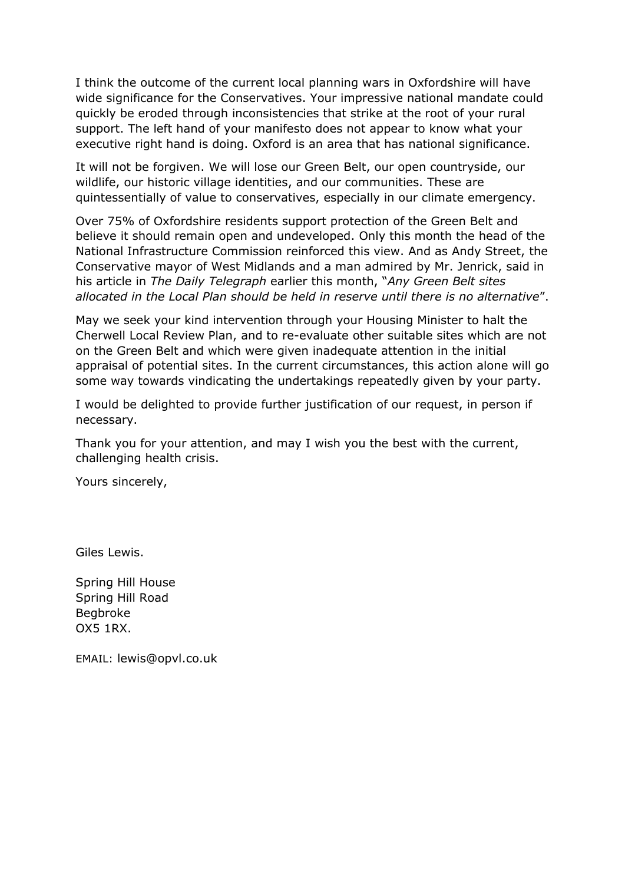I think the outcome of the current local planning wars in Oxfordshire will have wide significance for the Conservatives. Your impressive national mandate could quickly be eroded through inconsistencies that strike at the root of your rural support. The left hand of your manifesto does not appear to know what your executive right hand is doing. Oxford is an area that has national significance.

It will not be forgiven. We will lose our Green Belt, our open countryside, our wildlife, our historic village identities, and our communities. These are quintessentially of value to conservatives, especially in our climate emergency.

Over 75% of Oxfordshire residents support protection of the Green Belt and believe it should remain open and undeveloped. Only this month the head of the National Infrastructure Commission reinforced this view. And as Andy Street, the Conservative mayor of West Midlands and a man admired by Mr. Jenrick, said in his article in *The Daily Telegraph* earlier this month, "*Any Green Belt sites allocated in the Local Plan should be held in reserve until there is no alternative*".

May we seek your kind intervention through your Housing Minister to halt the Cherwell Local Review Plan, and to re-evaluate other suitable sites which are not on the Green Belt and which were given inadequate attention in the initial appraisal of potential sites. In the current circumstances, this action alone will go some way towards vindicating the undertakings repeatedly given by your party.

I would be delighted to provide further justification of our request, in person if necessary.

Thank you for your attention, and may I wish you the best with the current, challenging health crisis.

Yours sincerely,

Giles Lewis.

Spring Hill House
Spring Hill Road
Begbroke
OX5 1RX.

EMAIL: lewis@opvl.co.uk